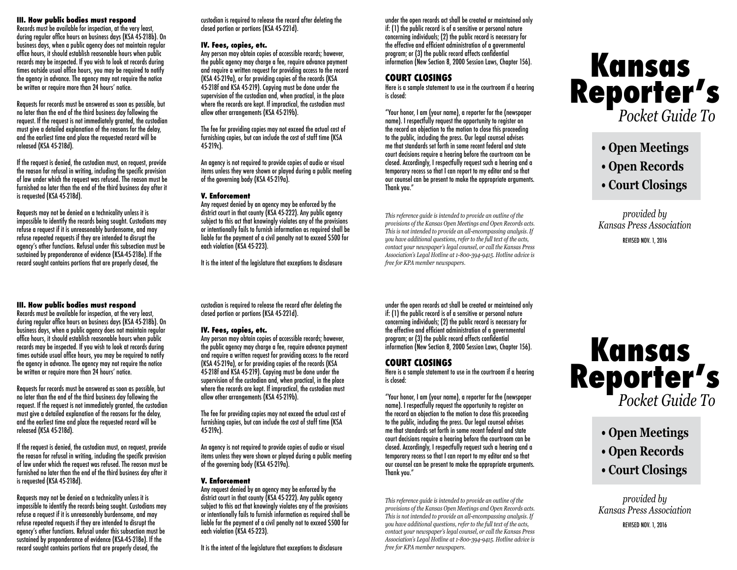### III. How public bodies must respond

Records must be available for inspection, at the very least, during regular office hours on business days (KSA 45-218b). On business days, when a public agency does not maintain regular office hours, it should establish reasonable hours when public records may be inspected. If you wish to look at records during times outside usual office hours, you may be required to notify the agency in advance. The agency may not require the notice be written or require more than 24 hours' notice.

Requests for records must be answered as soon as possible, but no later than the end of the third business day following the request. If the request is not immediately granted, the custodian must give a detailed explanation of the reasons for the delay, and the earliest time and place the requested record will be released (KSA 45-218d).

If the request is denied, the custodian must, on request, provide the reason for refusal in writing, including the specific provision of law under which the request was refused. The reason must be furnished no later than the end of the third business day after it is requested (KSA 45-218d).

Requests may not be denied on a technicality unless it is impossible to identify the records being sought. Custodians may refuse a request if it is unreasonably burdensome, and may refuse repeated requests if they are intended to disrupt the agency's other functions. Refusal under this subsection must be sustained by preponderance of evidence (KSA-45-218e). If the record sought contains portions that are properly closed, the custodian is required to release the record after deleting the closed portion or portions (KSA 45-221d).

### IV. Fees, copies, etc.

Any person may obtain copies of accessible records; however, the public agency may charge a fee, require advance payment and require a written request for providing access to the record (KSA 45-219a), or for providing copies of the records (KSA 45-218f and KSA 45-219). Copying must be done under the supervision of the custodian and, when practical, in the place where the records are kept. If impractical, the custodian must allow other arrangements (KSA 45-219b).

The fee for providing copies may not exceed the actual cost of furnishing copies, but can include the cost of staff time (KSA 45-219c).

An agency is not required to provide copies of audio or visual items unless they were shown or played during a public meeting of the governing body (KSA 45-219a).

### V. Enforcement

Any request denied by an agency may be enforced by the district court in that county (KSA 45-222). Any public agency subject to this act that knowingly violates any of the provisions or intentionally fails to furnish information as required shall be liable for the payment of a civil penalty not to exceed $500 for each violation (KSA 45-223).

It is the intent of the legislature that exceptions to disclosure under the open records act shall be created or maintained only if: (1) the public record is of a sensitive or personal nature concerning individuals; (2) the public record is necessary for the effective and efficient administration of a governmental program; or (3) the public record affects confidential information (New Section 8, 2000 Session Laws, Chapter 156).

## COURT CLOSINGS

Here is a sample statement to use in the courtroom if a hearing is closed:

"Your honor, I am (your name), a reporter for the (newspaper name). I respectfully request the opportunity to register on the record an objection to the motion to close this proceeding to the public, including the press. Our legal counsel advises me that standards set forth in some recent federal and state court decisions require a hearing before the courtroom can be closed. Accordingly, I respectfully request such a hearing and a temporary recess so that I can report to my editor and so that our counsel can be present to make the appropriate arguments. Thank you."

*This reference guide is intended to provide an outline of the provisions of the Kansas Open Meetings and Open Records acts. This is not intended to provide an all-encompassing analysis. If you have additional questions, refer to the full text of the acts, contact your newspaper's legal counsel, or call the Kansas Press Association's Legal Hotline at 1-800-394-9415. Hotline advice is free for KPA member newspapers.*

# Kansas Reporter's
*Pocket Guide To*

- **Open Meetings**
- **Open Records**
- **Court Closings**

*provided by*
*Kansas Press Association*

REVISED NOV. 1, 2016

### III. How public bodies must respond

Records must be available for inspection, at the very least, during regular office hours on business days (KSA 45-218b). On business days, when a public agency does not maintain regular office hours, it should establish reasonable hours when public records may be inspected. If you wish to look at records during times outside usual office hours, you may be required to notify the agency in advance. The agency may not require the notice be written or require more than 24 hours' notice.

Requests for records must be answered as soon as possible, but no later than the end of the third business day following the request. If the request is not immediately granted, the custodian must give a detailed explanation of the reasons for the delay, and the earliest time and place the requested record will be released (KSA 45-218d).

If the request is denied, the custodian must, on request, provide the reason for refusal in writing, including the specific provision of law under which the request was refused. The reason must be furnished no later than the end of the third business day after it is requested (KSA 45-218d).

Requests may not be denied on a technicality unless it is impossible to identify the records being sought. Custodians may refuse a request if it is unreasonably burdensome, and may refuse repeated requests if they are intended to disrupt the agency's other functions. Refusal under this subsection must be sustained by preponderance of evidence (KSA-45-218e). If the record sought contains portions that are properly closed, the custodian is required to release the record after deleting the closed portion or portions (KSA 45-221d).

### IV. Fees, copies, etc.

Any person may obtain copies of accessible records; however, the public agency may charge a fee, require advance payment and require a written request for providing access to the record (KSA 45-219a), or for providing copies of the records (KSA 45-218f and KSA 45-219). Copying must be done under the supervision of the custodian and, when practical, in the place where the records are kept. If impractical, the custodian must allow other arrangements (KSA 45-219b).

The fee for providing copies may not exceed the actual cost of furnishing copies, but can include the cost of staff time (KSA 45-219c).

An agency is not required to provide copies of audio or visual items unless they were shown or played during a public meeting of the governing body (KSA 45-219a).

### V. Enforcement

Any request denied by an agency may be enforced by the district court in that county (KSA 45-222). Any public agency subject to this act that knowingly violates any of the provisions or intentionally fails to furnish information as required shall be liable for the payment of a civil penalty not to exceed $500 for each violation (KSA 45-223).

It is the intent of the legislature that exceptions to disclosure under the open records act shall be created or maintained only if: (1) the public record is of a sensitive or personal nature concerning individuals; (2) the public record is necessary for the effective and efficient administration of a governmental program; or (3) the public record affects confidential information (New Section 8, 2000 Session Laws, Chapter 156).

## COURT CLOSINGS

Here is a sample statement to use in the courtroom if a hearing is closed:

"Your honor, I am (your name), a reporter for the (newspaper name). I respectfully request the opportunity to register on the record an objection to the motion to close this proceeding to the public, including the press. Our legal counsel advises me that standards set forth in some recent federal and state court decisions require a hearing before the courtroom can be closed. Accordingly, I respectfully request such a hearing and a temporary recess so that I can report to my editor and so that our counsel can be present to make the appropriate arguments. Thank you."

*This reference guide is intended to provide an outline of the provisions of the Kansas Open Meetings and Open Records acts. This is not intended to provide an all-encompassing analysis. If you have additional questions, refer to the full text of the acts, contact your newspaper's legal counsel, or call the Kansas Press Association's Legal Hotline at 1-800-394-9415. Hotline advice is free for KPA member newspapers.*

# Kansas Reporter's
*Pocket Guide To*

- **Open Meetings**
- **Open Records**
- **Court Closings**

*provided by*
*Kansas Press Association*

REVISED NOV. 1, 2016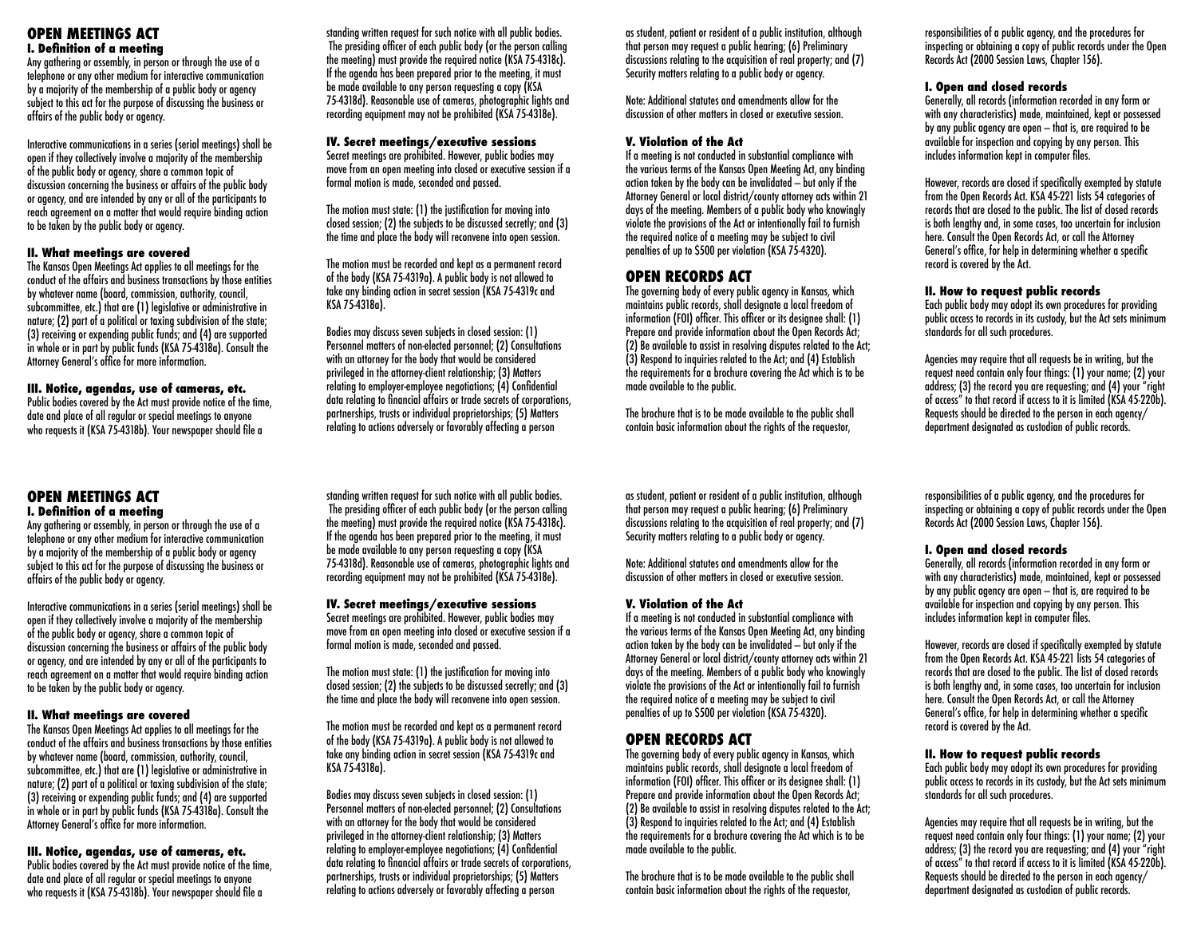# OPEN MEETINGS ACT

## I. Definition of a meeting

Any gathering or assembly, in person or through the use of a telephone or any other medium for interactive communication by a majority of the membership of a public body or agency subject to this act for the purpose of discussing the business or affairs of the public body or agency.

Interactive communications in a series (serial meetings) shall be open if they collectively involve a majority of the membership of the public body or agency, share a common topic of discussion concerning the business or affairs of the public body or agency, and are intended by any or all of the participants to reach agreement on a matter that would require binding action to be taken by the public body or agency.

## II. What meetings are covered

The Kansas Open Meetings Act applies to all meetings for the conduct of the affairs and business transactions by those entities by whatever name (board, commission, authority, council, subcommittee, etc.) that are (1) legislative or administrative in nature; (2) part of a political or taxing subdivision of the state; (3) receiving or expending public funds; and (4) are supported in whole or in part by public funds (KSA 75-4318a). Consult the Attorney General's office for more information.

## III. Notice, agendas, use of cameras, etc.

Public bodies covered by the Act must provide notice of the time, date and place of all regular or special meetings to anyone who requests it (KSA 75-4318b). Your newspaper should file a standing written request for such notice with all public bodies. The presiding officer of each public body (or the person calling the meeting) must provide the required notice (KSA 75-4318c). If the agenda has been prepared prior to the meeting, it must be made available to any person requesting a copy (KSA 75-4318d). Reasonable use of cameras, photographic lights and recording equipment may not be prohibited (KSA 75-4318e).

## IV. Secret meetings/executive sessions

Secret meetings are prohibited. However, public bodies may move from an open meeting into closed or executive session if a formal motion is made, seconded and passed.

The motion must state: (1) the justification for moving into closed session; (2) the subjects to be discussed secretly; and (3) the time and place the body will reconvene into open session.

The motion must be recorded and kept as a permanent record of the body (KSA 75-4319a). A public body is not allowed to take any binding action in secret session (KSA 75-4319c and KSA 75-4318a).

Bodies may discuss seven subjects in closed session: (1) Personnel matters of non-elected personnel; (2) Consultations with an attorney for the body that would be considered privileged in the attorney-client relationship; (3) Matters relating to employer-employee negotiations; (4) Confidential data relating to financial affairs or trade secrets of corporations, partnerships, trusts or individual proprietorships; (5) Matters relating to actions adversely or favorably affecting a person as student, patient or resident of a public institution, although that person may request a public hearing; (6) Preliminary discussions relating to the acquisition of real property; and (7) Security matters relating to a public body or agency.

Note: Additional statutes and amendments allow for the discussion of other matters in closed or executive session.

## V. Violation of the Act

If a meeting is not conducted in substantial compliance with the various terms of the Kansas Open Meeting Act, any binding action taken by the body can be invalidated – but only if the Attorney General or local district/county attorney acts within 21 days of the meeting. Members of a public body who knowingly violate the provisions of the Act or intentionally fail to furnish the required notice of a meeting may be subject to civil penalties of up to $500 per violation (KSA 75-4320).

# OPEN RECORDS ACT

The governing body of every public agency in Kansas, which maintains public records, shall designate a local freedom of information (FOI) officer. This officer or its designee shall: (1) Prepare and provide information about the Open Records Act; (2) Be available to assist in resolving disputes related to the Act; (3) Respond to inquiries related to the Act; and (4) Establish the requirements for a brochure covering the Act which is to be made available to the public.

The brochure that is to be made available to the public shall contain basic information about the rights of the requestor, responsibilities of a public agency, and the procedures for inspecting or obtaining a copy of public records under the Open Records Act (2000 Session Laws, Chapter 156).

## I. Open and closed records

Generally, all records (information recorded in any form or with any characteristics) made, maintained, kept or possessed by any public agency are open – that is, are required to be available for inspection and copying by any person. This includes information kept in computer files.

However, records are closed if specifically exempted by statute from the Open Records Act. KSA 45-221 lists 54 categories of records that are closed to the public. The list of closed records is both lengthy and, in some cases, too uncertain for inclusion here. Consult the Open Records Act, or call the Attorney General's office, for help in determining whether a specific record is covered by the Act.

## II. How to request public records

Each public body may adopt its own procedures for providing public access to records in its custody, but the Act sets minimum standards for all such procedures.

Agencies may require that all requests be in writing, but the request need contain only four things: (1) your name; (2) your address; (3) the record you are requesting; and (4) your "right of access" to that record if access to it is limited (KSA 45-220b). Requests should be directed to the person in each agency/department designated as custodian of public records.

# OPEN MEETINGS ACT

## I. Definition of a meeting

Any gathering or assembly, in person or through the use of a telephone or any other medium for interactive communication by a majority of the membership of a public body or agency subject to this act for the purpose of discussing the business or affairs of the public body or agency.

Interactive communications in a series (serial meetings) shall be open if they collectively involve a majority of the membership of the public body or agency, share a common topic of discussion concerning the business or affairs of the public body or agency, and are intended by any or all of the participants to reach agreement on a matter that would require binding action to be taken by the public body or agency.

## II. What meetings are covered

The Kansas Open Meetings Act applies to all meetings for the conduct of the affairs and business transactions by those entities by whatever name (board, commission, authority, council, subcommittee, etc.) that are (1) legislative or administrative in nature; (2) part of a political or taxing subdivision of the state; (3) receiving or expending public funds; and (4) are supported in whole or in part by public funds (KSA 75-4318a). Consult the Attorney General's office for more information.

## III. Notice, agendas, use of cameras, etc.

Public bodies covered by the Act must provide notice of the time, date and place of all regular or special meetings to anyone who requests it (KSA 75-4318b). Your newspaper should file a standing written request for such notice with all public bodies. The presiding officer of each public body (or the person calling the meeting) must provide the required notice (KSA 75-4318c). If the agenda has been prepared prior to the meeting, it must be made available to any person requesting a copy (KSA 75-4318d). Reasonable use of cameras, photographic lights and recording equipment may not be prohibited (KSA 75-4318e).

## IV. Secret meetings/executive sessions

Secret meetings are prohibited. However, public bodies may move from an open meeting into closed or executive session if a formal motion is made, seconded and passed.

The motion must state: (1) the justification for moving into closed session; (2) the subjects to be discussed secretly; and (3) the time and place the body will reconvene into open session.

The motion must be recorded and kept as a permanent record of the body (KSA 75-4319a). A public body is not allowed to take any binding action in secret session (KSA 75-4319c and KSA 75-4318a).

Bodies may discuss seven subjects in closed session: (1) Personnel matters of non-elected personnel; (2) Consultations with an attorney for the body that would be considered privileged in the attorney-client relationship; (3) Matters relating to employer-employee negotiations; (4) Confidential data relating to financial affairs or trade secrets of corporations, partnerships, trusts or individual proprietorships; (5) Matters relating to actions adversely or favorably affecting a person as student, patient or resident of a public institution, although that person may request a public hearing; (6) Preliminary discussions relating to the acquisition of real property; and (7) Security matters relating to a public body or agency.

Note: Additional statutes and amendments allow for the discussion of other matters in closed or executive session.

## V. Violation of the Act

If a meeting is not conducted in substantial compliance with the various terms of the Kansas Open Meeting Act, any binding action taken by the body can be invalidated – but only if the Attorney General or local district/county attorney acts within 21 days of the meeting. Members of a public body who knowingly violate the provisions of the Act or intentionally fail to furnish the required notice of a meeting may be subject to civil penalties of up to $500 per violation (KSA 75-4320).

# OPEN RECORDS ACT

The governing body of every public agency in Kansas, which maintains public records, shall designate a local freedom of information (FOI) officer. This officer or its designee shall: (1) Prepare and provide information about the Open Records Act; (2) Be available to assist in resolving disputes related to the Act; (3) Respond to inquiries related to the Act; and (4) Establish the requirements for a brochure covering the Act which is to be made available to the public.

The brochure that is to be made available to the public shall contain basic information about the rights of the requestor, responsibilities of a public agency, and the procedures for inspecting or obtaining a copy of public records under the Open Records Act (2000 Session Laws, Chapter 156).

## I. Open and closed records

Generally, all records (information recorded in any form or with any characteristics) made, maintained, kept or possessed by any public agency are open – that is, are required to be available for inspection and copying by any person. This includes information kept in computer files.

However, records are closed if specifically exempted by statute from the Open Records Act. KSA 45-221 lists 54 categories of records that are closed to the public. The list of closed records is both lengthy and, in some cases, too uncertain for inclusion here. Consult the Open Records Act, or call the Attorney General's office, for help in determining whether a specific record is covered by the Act.

## II. How to request public records

Each public body may adopt its own procedures for providing public access to records in its custody, but the Act sets minimum standards for all such procedures.

Agencies may require that all requests be in writing, but the request need contain only four things: (1) your name; (2) your address; (3) the record you are requesting; and (4) your "right of access" to that record if access to it is limited (KSA 45-220b). Requests should be directed to the person in each agency/department designated as custodian of public records.